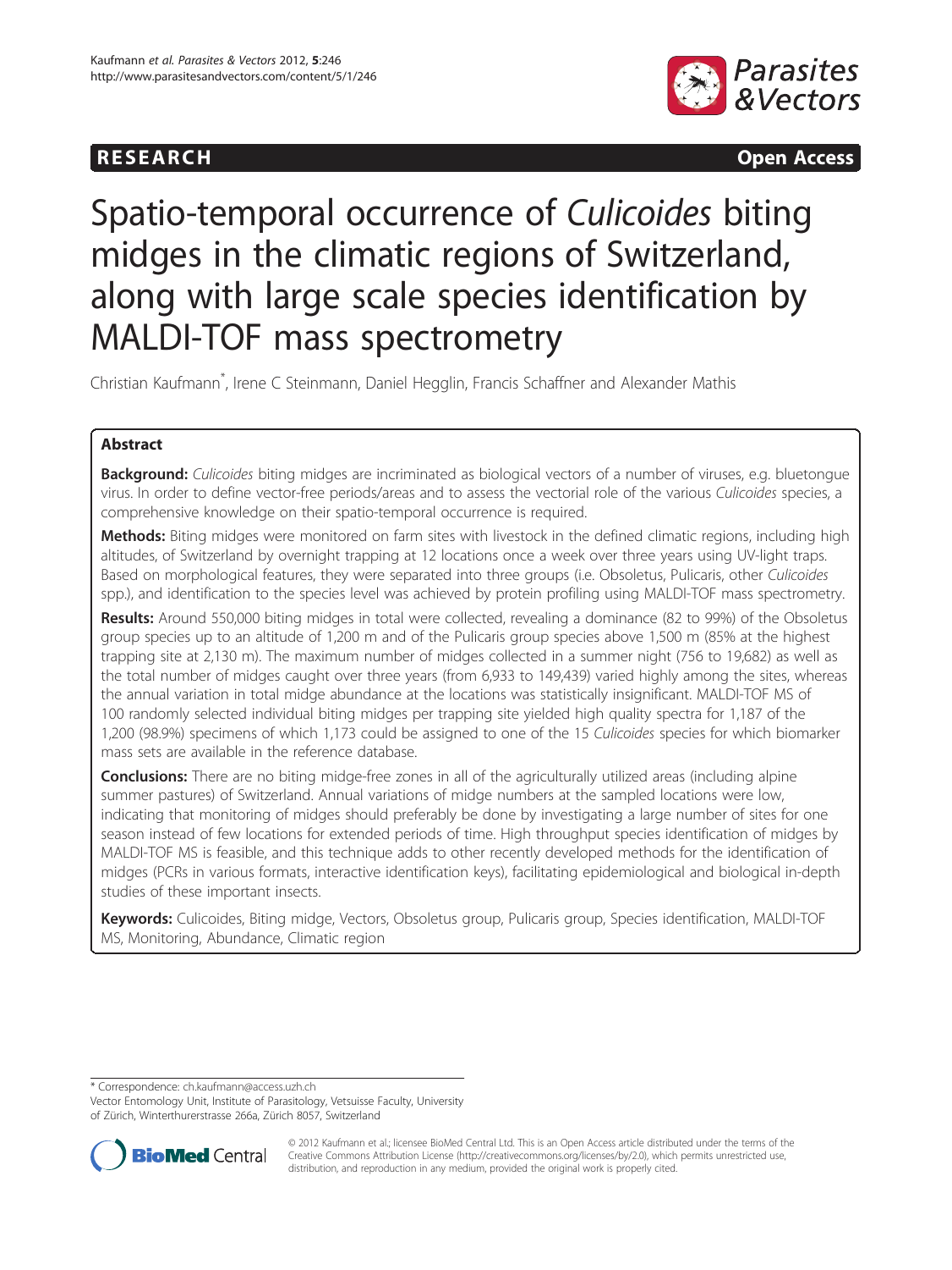RESEARCH Open Access

# Spatio-temporal occurrence of *Culicoides* biting midges in the climatic regions of Switzerland, along with large scale species identification by MALDI-TOF mass spectrometry

Christian Kaufmann*, Irene C Steinmann, Daniel Hegglin, Francis Schaffner and Alexander Mathis

## Abstract

**Background:** *Culicoides* biting midges are incriminated as biological vectors of a number of viruses, e.g. bluetongue virus. In order to define vector-free periods/areas and to assess the vectorial role of the various *Culicoides* species, a comprehensive knowledge on their spatio-temporal occurrence is required.

**Methods:** Biting midges were monitored on farm sites with livestock in the defined climatic regions, including high altitudes, of Switzerland by overnight trapping at 12 locations once a week over three years using UV-light traps. Based on morphological features, they were separated into three groups (i.e. Obsoletus, Pulicaris, other *Culicoides* spp.), and identification to the species level was achieved by protein profiling using MALDI-TOF mass spectrometry.

**Results:** Around 550,000 biting midges in total were collected, revealing a dominance (82 to 99%) of the Obsoletus group species up to an altitude of 1,200 m and of the Pulicaris group species above 1,500 m (85% at the highest trapping site at 2,130 m). The maximum number of midges collected in a summer night (756 to 19,682) as well as the total number of midges caught over three years (from 6,933 to 149,439) varied highly among the sites, whereas the annual variation in total midge abundance at the locations was statistically insignificant. MALDI-TOF MS of 100 randomly selected individual biting midges per trapping site yielded high quality spectra for 1,187 of the 1,200 (98.9%) specimens of which 1,173 could be assigned to one of the 15 *Culicoides* species for which biomarker mass sets are available in the reference database.

**Conclusions:** There are no biting midge-free zones in all of the agriculturally utilized areas (including alpine summer pastures) of Switzerland. Annual variations of midge numbers at the sampled locations were low, indicating that monitoring of midges should preferably be done by investigating a large number of sites for one season instead of few locations for extended periods of time. High throughput species identification of midges by MALDI-TOF MS is feasible, and this technique adds to other recently developed methods for the identification of midges (PCRs in various formats, interactive identification keys), facilitating epidemiological and biological in-depth studies of these important insects.

**Keywords:** Culicoides, Biting midge, Vectors, Obsoletus group, Pulicaris group, Species identification, MALDI-TOF MS, Monitoring, Abundance, Climatic region

* Correspondence: ch.kaufmann@access.uzh.ch
Vector Entomology Unit, Institute of Parasitology, Vetsuisse Faculty, University of Zürich, Winterthurerstrasse 266a, Zürich 8057, Switzerland

© 2012 Kaufmann et al.; licensee BioMed Central Ltd. This is an Open Access article distributed under the terms of the Creative Commons Attribution License (http://creativecommons.org/licenses/by/2.0), which permits unrestricted use, distribution, and reproduction in any medium, provided the original work is properly cited.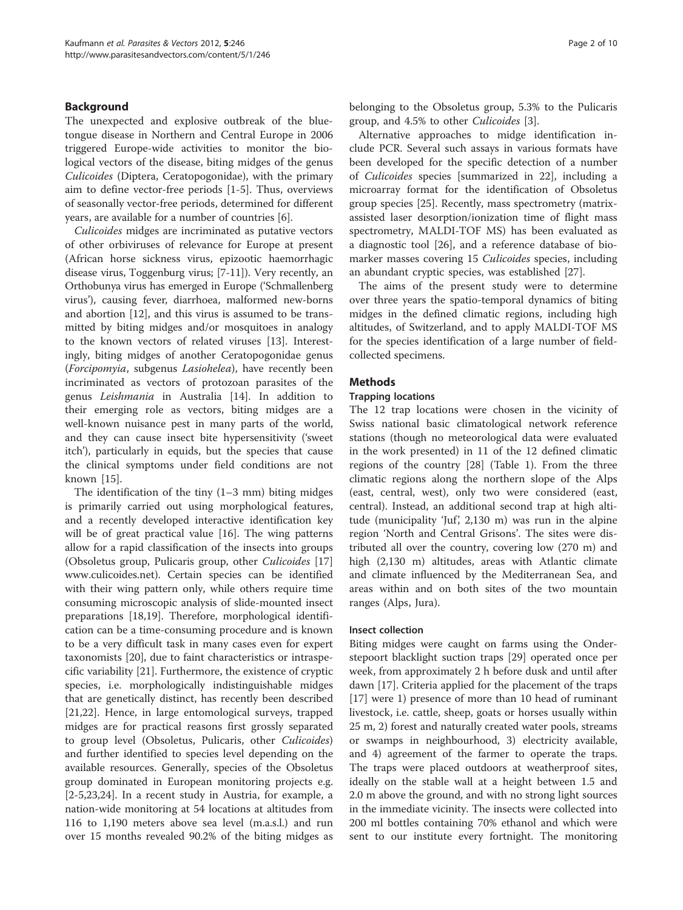## Background

The unexpected and explosive outbreak of the bluetongue disease in Northern and Central Europe in 2006 triggered Europe-wide activities to monitor the biological vectors of the disease, biting midges of the genus *Culicoides* (Diptera, Ceratopogonidae), with the primary aim to define vector-free periods [1-5]. Thus, overviews of seasonally vector-free periods, determined for different years, are available for a number of countries [6].

*Culicoides* midges are incriminated as putative vectors of other orbiviruses of relevance for Europe at present (African horse sickness virus, epizootic haemorrhagic disease virus, Toggenburg virus; [7-11]). Very recently, an Orthobunya virus has emerged in Europe ('Schmallenberg virus'), causing fever, diarrhoea, malformed new-borns and abortion [12], and this virus is assumed to be transmitted by biting midges and/or mosquitoes in analogy to the known vectors of related viruses [13]. Interestingly, biting midges of another Ceratopogonidae genus (*Forcipomyia*, subgenus *Lasiohelea*), have recently been incriminated as vectors of protozoan parasites of the genus *Leishmania* in Australia [14]. In addition to their emerging role as vectors, biting midges are a well-known nuisance pest in many parts of the world, and they can cause insect bite hypersensitivity ('sweet itch'), particularly in equids, but the species that cause the clinical symptoms under field conditions are not known [15].

The identification of the tiny (1–3 mm) biting midges is primarily carried out using morphological features, and a recently developed interactive identification key will be of great practical value [16]. The wing patterns allow for a rapid classification of the insects into groups (Obsoletus group, Pulicaris group, other *Culicoides* [17] www.culicoides.net). Certain species can be identified with their wing pattern only, while others require time consuming microscopic analysis of slide-mounted insect preparations [18,19]. Therefore, morphological identification can be a time-consuming procedure and is known to be a very difficult task in many cases even for expert taxonomists [20], due to faint characteristics or intraspecific variability [21]. Furthermore, the existence of cryptic species, i.e. morphologically indistinguishable midges that are genetically distinct, has recently been described [21,22]. Hence, in large entomological surveys, trapped midges are for practical reasons first grossly separated to group level (Obsoletus, Pulicaris, other *Culicoides*) and further identified to species level depending on the available resources. Generally, species of the Obsoletus group dominated in European monitoring projects e.g. [2-5,23,24]. In a recent study in Austria, for example, a nation-wide monitoring at 54 locations at altitudes from 116 to 1,190 meters above sea level (m.a.s.l.) and run over 15 months revealed 90.2% of the biting midges as belonging to the Obsoletus group, 5.3% to the Pulicaris group, and 4.5% to other *Culicoides* [3].

Alternative approaches to midge identification include PCR. Several such assays in various formats have been developed for the specific detection of a number of *Culicoides* species [summarized in 22], including a microarray format for the identification of Obsoletus group species [25]. Recently, mass spectrometry (matrix-assisted laser desorption/ionization time of flight mass spectrometry, MALDI-TOF MS) has been evaluated as a diagnostic tool [26], and a reference database of biomarker masses covering 15 *Culicoides* species, including an abundant cryptic species, was established [27].

The aims of the present study were to determine over three years the spatio-temporal dynamics of biting midges in the defined climatic regions, including high altitudes, of Switzerland, and to apply MALDI-TOF MS for the species identification of a large number of field-collected specimens.

## Methods

### Trapping locations

The 12 trap locations were chosen in the vicinity of Swiss national basic climatological network reference stations (though no meteorological data were evaluated in the work presented) in 11 of the 12 defined climatic regions of the country [28] (Table 1). From the three climatic regions along the northern slope of the Alps (east, central, west), only two were considered (east, central). Instead, an additional second trap at high altitude (municipality 'Juf', 2,130 m) was run in the alpine region 'North and Central Grisons'. The sites were distributed all over the country, covering low (270 m) and high (2,130 m) altitudes, areas with Atlantic climate and climate influenced by the Mediterranean Sea, and areas within and on both sites of the two mountain ranges (Alps, Jura).

### Insect collection

Biting midges were caught on farms using the Onderstepoort blacklight suction traps [29] operated once per week, from approximately 2 h before dusk and until after dawn [17]. Criteria applied for the placement of the traps [17] were 1) presence of more than 10 head of ruminant livestock, i.e. cattle, sheep, goats or horses usually within 25 m, 2) forest and naturally created water pools, streams or swamps in neighbourhood, 3) electricity available, and 4) agreement of the farmer to operate the traps. The traps were placed outdoors at weatherproof sites, ideally on the stable wall at a height between 1.5 and 2.0 m above the ground, and with no strong light sources in the immediate vicinity. The insects were collected into 200 ml bottles containing 70% ethanol and which were sent to our institute every fortnight. The monitoring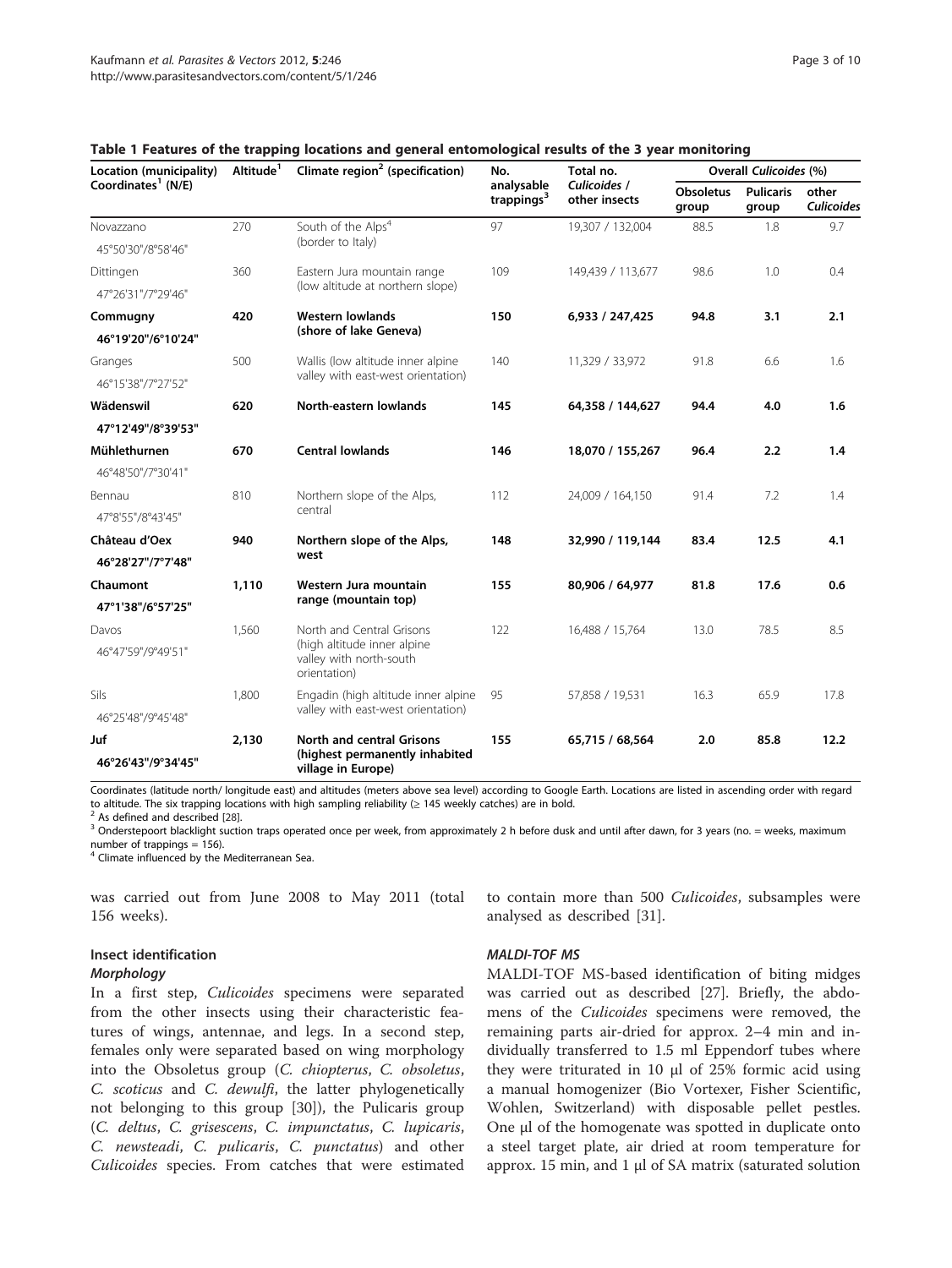**Table 1 Features of the trapping locations and general entomological results of the 3 year monitoring**

| Location (municipality) Coordinates[1] (N/E) | Altitude[1] | Climate region[2] (specification) | No. analysable trappings[3] | Total no. *Culicoides* / other insects | Overall *Culicoides* (%) | | |
|---|---|---|---|---|---|---|---|
| | | | | | Obsoletus group | Pulicaris group | other *Culicoides* |
| Novazzano 45°50'30"/8°58'46" | 270 | South of the Alps[4] (border to Italy) | 97 | 19,307 / 132,004 | 88.5 | 1.8 | 9.7 |
| Dittingen 47°26'31"/7°29'46" | 360 | Eastern Jura mountain range (low altitude at northern slope) | 109 | 149,439 / 113,677 | 98.6 | 1.0 | 0.4 |
| **Commugny 46°19'20"/6°10'24"** | **420** | **Western lowlands (shore of lake Geneva)** | **150** | **6,933 / 247,425** | **94.8** | **3.1** | **2.1** |
| Granges 46°15'38"/7°27'52" | 500 | Wallis (low altitude inner alpine valley with east-west orientation) | 140 | 11,329 / 33,972 | 91.8 | 6.6 | 1.6 |
| **Wädenswil 47°12'49"/8°39'53"** | **620** | **North-eastern lowlands** | **145** | **64,358 / 144,627** | **94.4** | **4.0** | **1.6** |
| **Mühlethurnen** 46°48'50"/7°30'41" | **670** | **Central lowlands** | **146** | **18,070 / 155,267** | **96.4** | **2.2** | **1.4** |
| Bennau 47°8'55"/8°43'45" | 810 | Northern slope of the Alps, central | 112 | 24,009 / 164,150 | 91.4 | 7.2 | 1.4 |
| **Château d'Oex 46°28'27"/7°7'48"** | **940** | **Northern slope of the Alps, west** | **148** | **32,990 / 119,144** | **83.4** | **12.5** | **4.1** |
| **Chaumont 47°1'38"/6°57'25"** | **1,110** | **Western Jura mountain range (mountain top)** | **155** | **80,906 / 64,977** | **81.8** | **17.6** | **0.6** |
| Davos 46°47'59"/9°49'51" | 1,560 | North and Central Grisons (high altitude inner alpine valley with north-south orientation) | 122 | 16,488 / 15,764 | 13.0 | 78.5 | 8.5 |
| Sils 46°25'48"/9°45'48" | 1,800 | Engadin (high altitude inner alpine valley with east-west orientation) | 95 | 57,858 / 19,531 | 16.3 | 65.9 | 17.8 |
| **Juf 46°26'43"/9°34'45"** | **2,130** | **North and central Grisons (highest permanently inhabited village in Europe)** | **155** | **65,715 / 68,564** | **2.0** | **85.8** | **12.2** |

Coordinates (latitude north/ longitude east) and altitudes (meters above sea level) according to Google Earth. Locations are listed in ascending order with regard to altitude. The six trapping locations with high sampling reliability (≥ 145 weekly catches) are in bold.
[2] As defined and described [28].
[3] Onderstepoort blacklight suction traps operated once per week, from approximately 2 h before dusk and until after dawn, for 3 years (no. = weeks, maximum number of trappings = 156).
[4] Climate influenced by the Mediterranean Sea.

was carried out from June 2008 to May 2011 (total 156 weeks).

## Insect identification

### *Morphology*

In a first step, *Culicoides* specimens were separated from the other insects using their characteristic features of wings, antennae, and legs. In a second step, females only were separated based on wing morphology into the Obsoletus group (*C. chiopterus*, *C. obsoletus*, *C. scoticus* and *C. dewulfi*, the latter phylogenetically not belonging to this group [30]), the Pulicaris group (*C. deltus*, *C. grisescens*, *C. impunctatus*, *C. lupicaris*, *C. newsteadi*, *C. pulicaris*, *C. punctatus*) and other *Culicoides* species. From catches that were estimated to contain more than 500 *Culicoides*, subsamples were analysed as described [31].

### *MALDI-TOF MS*

MALDI-TOF MS-based identification of biting midges was carried out as described [27]. Briefly, the abdomens of the *Culicoides* specimens were removed, the remaining parts air-dried for approx. 2–4 min and individually transferred to 1.5 ml Eppendorf tubes where they were triturated in 10 μl of 25% formic acid using a manual homogenizer (Bio Vortexer, Fisher Scientific, Wohlen, Switzerland) with disposable pellet pestles. One μl of the homogenate was spotted in duplicate onto a steel target plate, air dried at room temperature for approx. 15 min, and 1 μl of SA matrix (saturated solution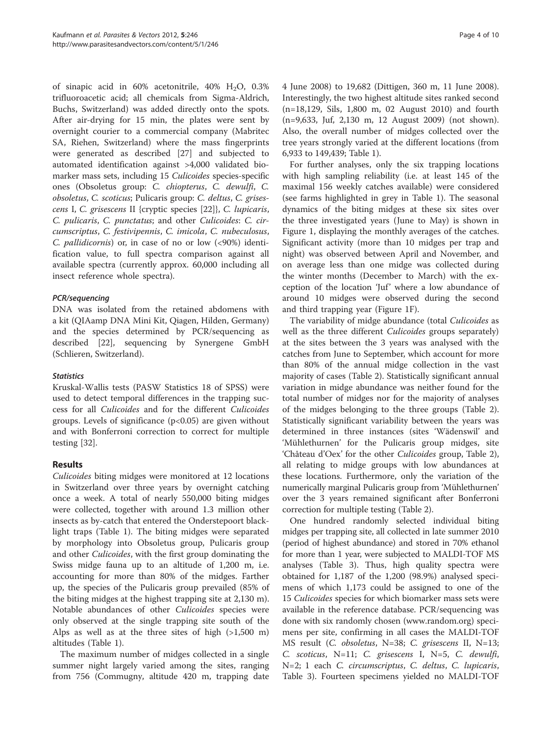of sinapic acid in 60% acetonitrile, 40% $H_2O$, 0.3% trifluoroacetic acid; all chemicals from Sigma-Aldrich, Buchs, Switzerland) was added directly onto the spots. After air-drying for 15 min, the plates were sent by overnight courier to a commercial company (Mabritec SA, Riehen, Switzerland) where the mass fingerprints were generated as described [27] and subjected to automated identification against >4,000 validated biomarker mass sets, including 15 *Culicoides* species-specific ones (Obsoletus group: *C. chiopterus*, *C. dewulfi*, *C. obsoletus*, *C. scoticus*; Pulicaris group: *C. deltus*, *C. grisescens* I, *C. grisescens* II {cryptic species [22]}, *C. lupicaris*, *C. pulicaris*, *C. punctatus*; and other *Culicoides*: *C. circumscriptus*, *C. festivipennis*, *C. imicola*, *C. nubeculosus*, *C. pallidicornis*) or, in case of no or low (<90%) identification value, to full spectra comparison against all available spectra (currently approx. 60,000 including all insect reference whole spectra).

#### PCR/sequencing

DNA was isolated from the retained abdomens with a kit (QIAamp DNA Mini Kit, Qiagen, Hilden, Germany) and the species determined by PCR/sequencing as described [22], sequencing by Synergene GmbH (Schlieren, Switzerland).

#### Statistics

Kruskal-Wallis tests (PASW Statistics 18 of SPSS) were used to detect temporal differences in the trapping success for all *Culicoides* and for the different *Culicoides* groups. Levels of significance ($p<0.05$) are given without and with Bonferroni correction to correct for multiple testing [32].

## Results

*Culicoides* biting midges were monitored at 12 locations in Switzerland over three years by overnight catching once a week. A total of nearly 550,000 biting midges were collected, together with around 1.3 million other insects as by-catch that entered the Onderstepoort blacklight traps (Table 1). The biting midges were separated by morphology into Obsoletus group, Pulicaris group and other *Culicoides*, with the first group dominating the Swiss midge fauna up to an altitude of 1,200 m, i.e. accounting for more than 80% of the midges. Farther up, the species of the Pulicaris group prevailed (85% of the biting midges at the highest trapping site at 2,130 m). Notable abundances of other *Culicoides* species were only observed at the single trapping site south of the Alps as well as at the three sites of high (>1,500 m) altitudes (Table 1).

The maximum number of midges collected in a single summer night largely varied among the sites, ranging from 756 (Commugny, altitude 420 m, trapping date 4 June 2008) to 19,682 (Dittigen, 360 m, 11 June 2008). Interestingly, the two highest altitude sites ranked second (n=18,129, Sils, 1,800 m, 02 August 2010) and fourth (n=9,633, Juf, 2,130 m, 12 August 2009) (not shown). Also, the overall number of midges collected over the tree years strongly varied at the different locations (from 6,933 to 149,439; Table 1).

For further analyses, only the six trapping locations with high sampling reliability (i.e. at least 145 of the maximal 156 weekly catches available) were considered (see farms highlighted in grey in Table 1). The seasonal dynamics of the biting midges at these six sites over the three investigated years (June to May) is shown in Figure 1, displaying the monthly averages of the catches. Significant activity (more than 10 midges per trap and night) was observed between April and November, and on average less than one midge was collected during the winter months (December to March) with the exception of the location 'Juf' where a low abundance of around 10 midges were observed during the second and third trapping year (Figure 1F).

The variability of midge abundance (total *Culicoides* as well as the three different *Culicoides* groups separately) at the sites between the 3 years was analysed with the catches from June to September, which account for more than 80% of the annual midge collection in the vast majority of cases (Table 2). Statistically significant annual variation in midge abundance was neither found for the total number of midges nor for the majority of analyses of the midges belonging to the three groups (Table 2). Statistically significant variability between the years was determined in three instances (sites 'Wädenswil' and 'Mühlethurnen' for the Pulicaris group midges, site 'Château d'Oex' for the other *Culicoides* group, Table 2), all relating to midge groups with low abundances at these locations. Furthermore, only the variation of the numerically marginal Pulicaris group from 'Mühlethurnen' over the 3 years remained significant after Bonferroni correction for multiple testing (Table 2).

One hundred randomly selected individual biting midges per trapping site, all collected in late summer 2010 (period of highest abundance) and stored in 70% ethanol for more than 1 year, were subjected to MALDI-TOF MS analyses (Table 3). Thus, high quality spectra were obtained for 1,187 of the 1,200 (98.9%) analysed specimens of which 1,173 could be assigned to one of the 15 *Culicoides* species for which biomarker mass sets were available in the reference database. PCR/sequencing was done with six randomly chosen (www.random.org) specimens per site, confirming in all cases the MALDI-TOF MS result (*C. obsoletus*, N=38; *C. grisescens* II, N=13; *C. scoticus*, N=11; *C. grisescens* I, N=5, *C. dewulfi*, N=2; 1 each *C. circumscriptus*, *C. deltus*, *C. lupicaris*, Table 3). Fourteen specimens yielded no MALDI-TOF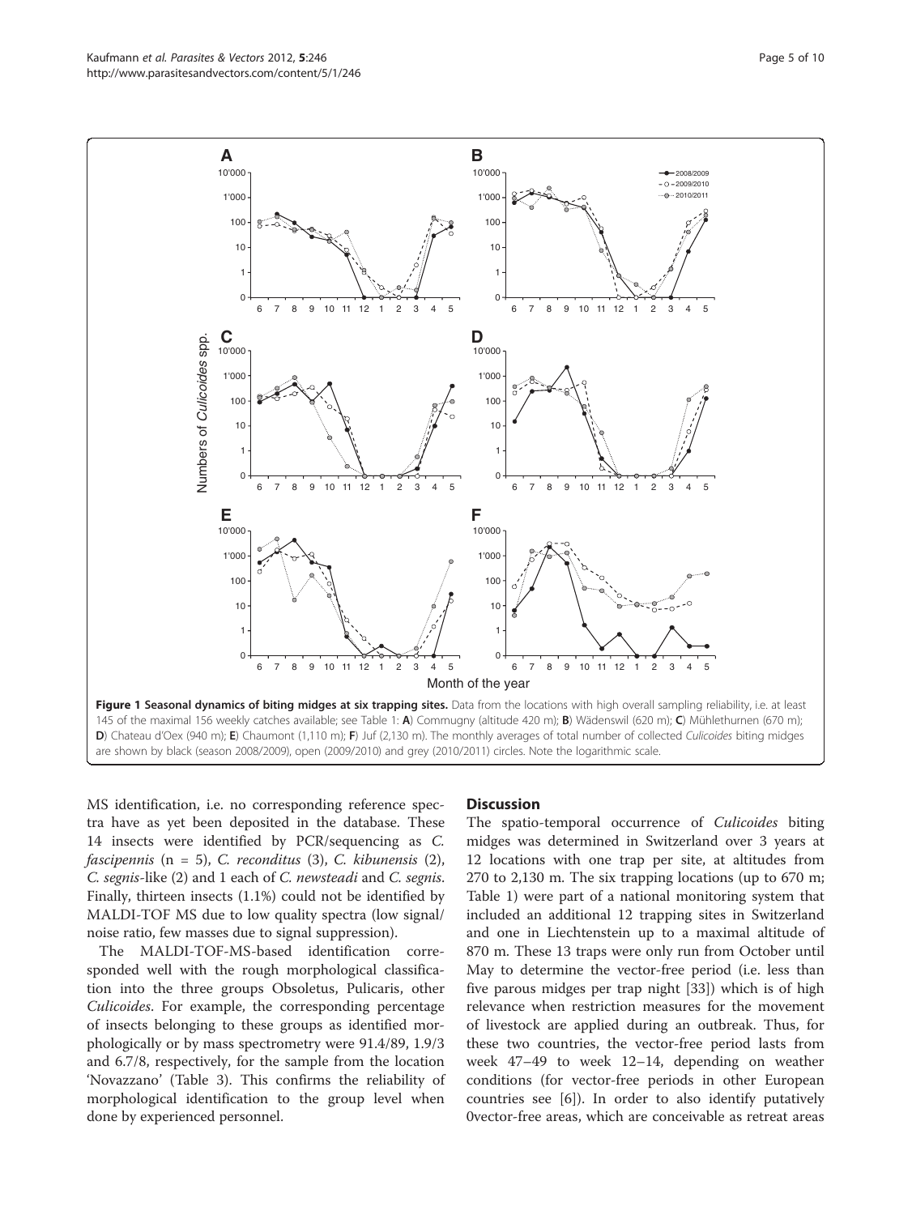**Figure 1 Seasonal dynamics of biting midges at six trapping sites.** Data from the locations with high overall sampling reliability, i.e. at least 145 of the maximal 156 weekly catches available; see Table 1: **A**) Commugny (altitude 420 m); **B**) Wädenswil (620 m); **C**) Mühlethurnen (670 m); **D**) Chateau d'Oex (940 m); **E**) Chaumont (1,110 m); **F**) Juf (2,130 m). The monthly averages of total number of collected *Culicoides* biting midges are shown by black (season 2008/2009), open (2009/2010) and grey (2010/2011) circles. Note the logarithmic scale.

MS identification, i.e. no corresponding reference spectra have as yet been deposited in the database. These 14 insects were identified by PCR/sequencing as *C. fascipennis* (n = 5), *C. reconditus* (3), *C. kibunensis* (2), *C. segnis*-like (2) and 1 each of *C. newsteadi* and *C. segnis*. Finally, thirteen insects (1.1%) could not be identified by MALDI-TOF MS due to low quality spectra (low signal/noise ratio, few masses due to signal suppression).

The MALDI-TOF-MS-based identification corresponded well with the rough morphological classification into the three groups Obsoletus, Pulicaris, other *Culicoides*. For example, the corresponding percentage of insects belonging to these groups as identified morphologically or by mass spectrometry were 91.4/89, 1.9/3 and 6.7/8, respectively, for the sample from the location 'Novazzano' (Table 3). This confirms the reliability of morphological identification to the group level when done by experienced personnel.

## Discussion

The spatio-temporal occurrence of *Culicoides* biting midges was determined in Switzerland over 3 years at 12 locations with one trap per site, at altitudes from 270 to 2,130 m. The six trapping locations (up to 670 m; Table 1) were part of a national monitoring system that included an additional 12 trapping sites in Switzerland and one in Liechtenstein up to a maximal altitude of 870 m. These 13 traps were only run from October until May to determine the vector-free period (i.e. less than five parous midges per trap night [33]) which is of high relevance when restriction measures for the movement of livestock are applied during an outbreak. Thus, for these two countries, the vector-free period lasts from week 47–49 to week 12–14, depending on weather conditions (for vector-free periods in other European countries see [6]). In order to also identify putatively 0vector-free areas, which are conceivable as retreat areas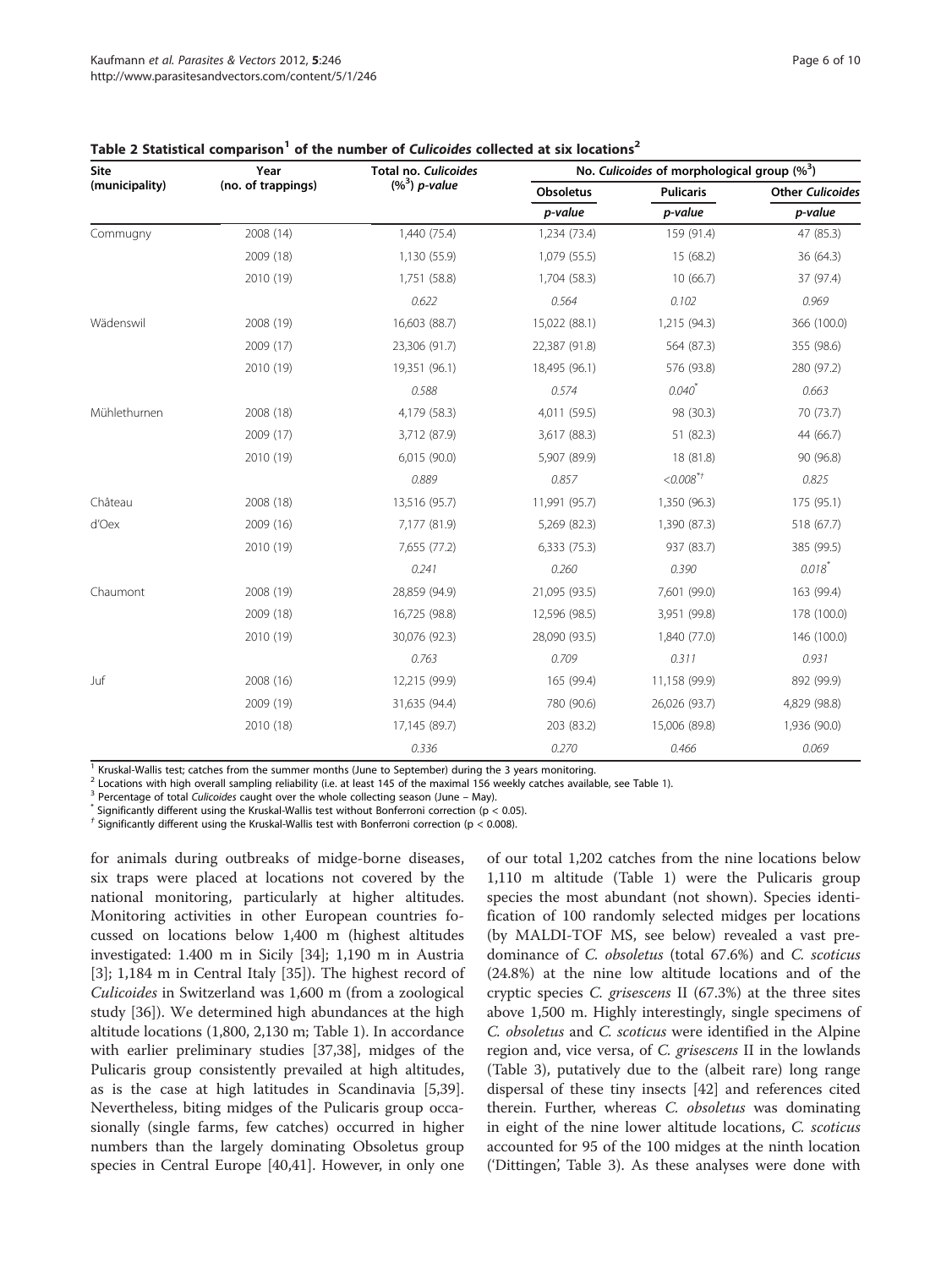**Table 2 Statistical comparison[1] of the number of *Culicoides* collected at six locations[2]**

| Site (municipality) | Year (no. of trappings) | Total no. *Culicoides* (%[3]) *p-value* | No. *Culicoides* of morphological group (%[3]) | | |
|---|---|---|---|---|---|
| | | | Obsoletus | Pulicaris | Other *Culicoides* |
| | | | *p-value* | *p-value* | *p-value* |
| Commugny | 2008 (14) | 1,440 (75.4) | 1,234 (73.4) | 159 (91.4) | 47 (85.3) |
| | 2009 (18) | 1,130 (55.9) | 1,079 (55.5) | 15 (68.2) | 36 (64.3) |
| | 2010 (19) | 1,751 (58.8) | 1,704 (58.3) | 10 (66.7) | 37 (97.4) |
| | | *0.622* | *0.564* | *0.102* | *0.969* |
| Wädenswil | 2008 (19) | 16,603 (88.7) | 15,022 (88.1) | 1,215 (94.3) | 366 (100.0) |
| | 2009 (17) | 23,306 (91.7) | 22,387 (91.8) | 564 (87.3) | 355 (98.6) |
| | 2010 (19) | 19,351 (96.1) | 18,495 (96.1) | 576 (93.8) | 280 (97.2) |
| | | *0.588* | *0.574* | *0.040[*]* | *0.663* |
| Mühlethurnen | 2008 (18) | 4,179 (58.3) | 4,011 (59.5) | 98 (30.3) | 70 (73.7) |
| | 2009 (17) | 3,712 (87.9) | 3,617 (88.3) | 51 (82.3) | 44 (66.7) |
| | 2010 (19) | 6,015 (90.0) | 5,907 (89.9) | 18 (81.8) | 90 (96.8) |
| | | *0.889* | *0.857* | *<0.008[*†]* | *0.825* |
| Château d'Oex | 2008 (18) | 13,516 (95.7) | 11,991 (95.7) | 1,350 (96.3) | 175 (95.1) |
| | 2009 (16) | 7,177 (81.9) | 5,269 (82.3) | 1,390 (87.3) | 518 (67.7) |
| | 2010 (19) | 7,655 (77.2) | 6,333 (75.3) | 937 (83.7) | 385 (99.5) |
| | | *0.241* | *0.260* | *0.390* | *0.018[*]* |
| Chaumont | 2008 (19) | 28,859 (94.9) | 21,095 (93.5) | 7,601 (99.0) | 163 (99.4) |
| | 2009 (18) | 16,725 (98.8) | 12,596 (98.5) | 3,951 (99.8) | 178 (100.0) |
| | 2010 (19) | 30,076 (92.3) | 28,090 (93.5) | 1,840 (77.0) | 146 (100.0) |
| | | *0.763* | *0.709* | *0.311* | *0.931* |
| Juf | 2008 (16) | 12,215 (99.9) | 165 (99.4) | 11,158 (99.9) | 892 (99.9) |
| | 2009 (19) | 31,635 (94.4) | 780 (90.6) | 26,026 (93.7) | 4,829 (98.8) |
| | 2010 (18) | 17,145 (89.7) | 203 (83.2) | 15,006 (89.8) | 1,936 (90.0) |
| | | *0.336* | *0.270* | *0.466* | *0.069* |

[1] Kruskal-Wallis test; catches from the summer months (June to September) during the 3 years monitoring.
[2] Locations with high overall sampling reliability (i.e. at least 145 of the maximal 156 weekly catches available, see Table 1).
[3] Percentage of total *Culicoides* caught over the whole collecting season (June – May).
[*] Significantly different using the Kruskal-Wallis test without Bonferroni correction ($p < 0.05$).
[†] Significantly different using the Kruskal-Wallis test with Bonferroni correction ($p < 0.008$).

for animals during outbreaks of midge-borne diseases, six traps were placed at locations not covered by the national monitoring, particularly at higher altitudes. Monitoring activities in other European countries focussed on locations below 1,400 m (highest altitudes investigated: 1.400 m in Sicily [34]; 1,190 m in Austria [3]; 1,184 m in Central Italy [35]). The highest record of *Culicoides* in Switzerland was 1,600 m (from a zoological study [36]). We determined high abundances at the high altitude locations (1,800, 2,130 m; Table 1). In accordance with earlier preliminary studies [37,38], midges of the Pulicaris group consistently prevailed at high altitudes, as is the case at high latitudes in Scandinavia [5,39]. Nevertheless, biting midges of the Pulicaris group occasionally (single farms, few catches) occurred in higher numbers than the largely dominating Obsoletus group species in Central Europe [40,41]. However, in only one of our total 1,202 catches from the nine locations below 1,110 m altitude (Table 1) were the Pulicaris group species the most abundant (not shown). Species identification of 100 randomly selected midges per locations (by MALDI-TOF MS, see below) revealed a vast predominance of *C. obsoletus* (total 67.6%) and *C. scoticus* (24.8%) at the nine low altitude locations and of the cryptic species *C. grisescens* II (67.3%) at the three sites above 1,500 m. Highly interestingly, single specimens of *C. obsoletus* and *C. scoticus* were identified in the Alpine region and, vice versa, of *C. grisescens* II in the lowlands (Table 3), putatively due to the (albeit rare) long range dispersal of these tiny insects [42] and references cited therein. Further, whereas *C. obsoletus* was dominating in eight of the nine lower altitude locations, *C. scoticus* accounted for 95 of the 100 midges at the ninth location ('Dittingen', Table 3). As these analyses were done with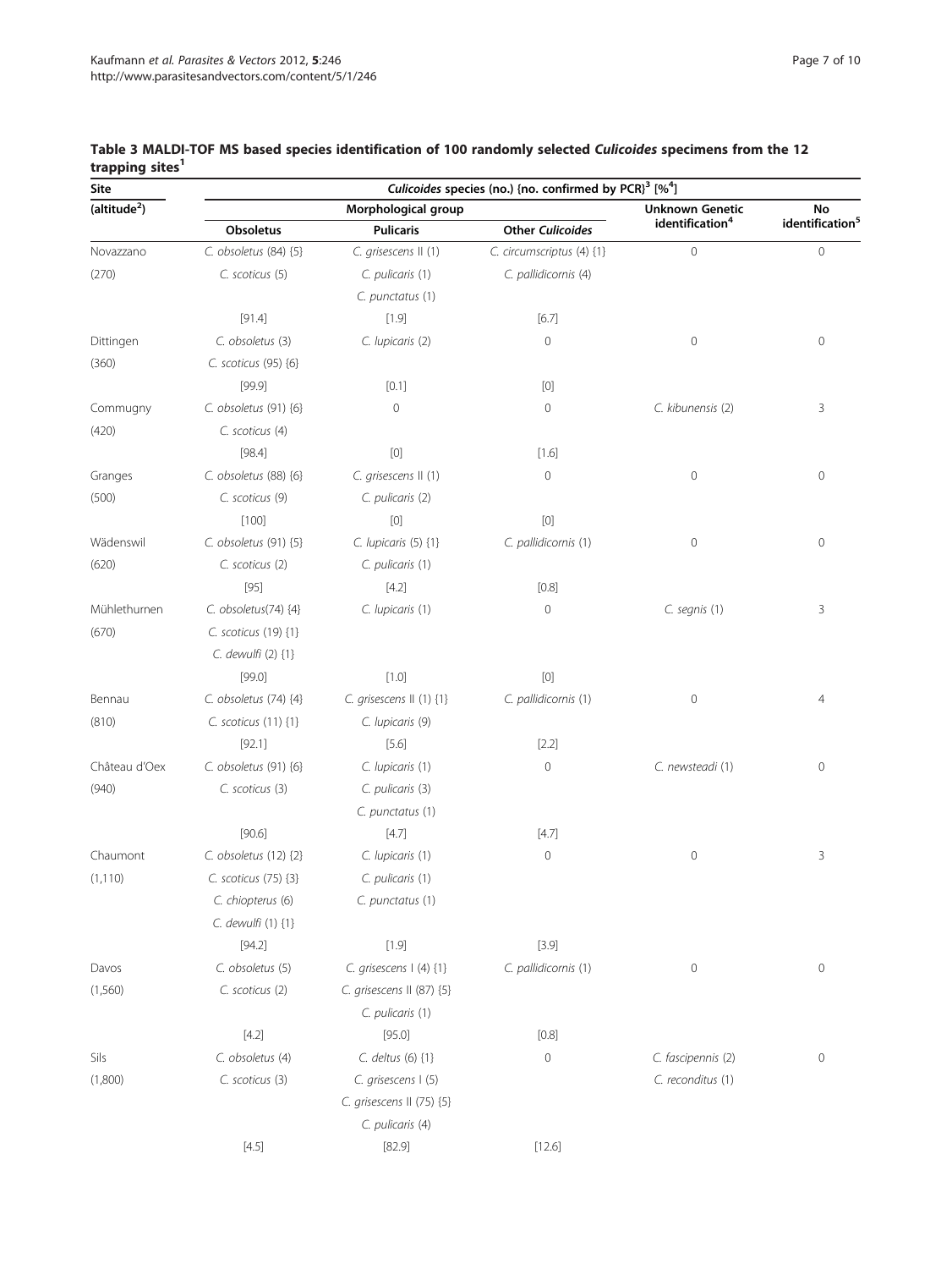**Table 3 MALDI-TOF MS based species identification of 100 randomly selected *Culicoides* specimens from the 12 trapping sites[1]**

| Site (altitude[2]) | *Culicoides* species (no.) {no. confirmed by PCR}[3] [%[4]] | | | | |
|---|---|---|---|---|---|
| | Morphological group | | | Unknown Genetic identification[4] | No identification[5] |
| | Obsoletus | Pulicaris | Other *Culicoides* | | |
| Novazzano (270) | *C. obsoletus* (84) {5}<br>*C. scoticus* (5)<br>[91.4] | *C. grisescens* II (1)<br>*C. pulicaris* (1)<br>*C. punctatus* (1)<br>[1.9] | *C. circumscriptus* (4) {1}<br>*C. pallidicornis* (4)<br>[6.7] | 0 | 0 |
| Dittingen (360) | *C. obsoletus* (3)<br>*C. scoticus* (95) {6}<br>[99.9] | *C. lupicaris* (2)<br>[0.1] | 0<br>[0] | 0 | 0 |
| Commugny (420) | *C. obsoletus* (91) {6}<br>*C. scoticus* (4)<br>[98.4] | 0<br>[0] | 0<br>[1.6] | *C. kibunensis* (2) | 3 |
| Granges (500) | *C. obsoletus* (88) {6}<br>*C. scoticus* (9)<br>[100] | *C. grisescens* II (1)<br>*C. pulicaris* (2)<br>[0] | 0<br>[0] | 0 | 0 |
| Wädenswil (620) | *C. obsoletus* (91) {5}<br>*C. scoticus* (2)<br>[95] | *C. lupicaris* (5) {1}<br>*C. pulicaris* (1)<br>[4.2] | *C. pallidicornis* (1)<br>[0.8] | 0 | 0 |
| Mühlethurnen (670) | *C. obsoletus*(74) {4}<br>*C. scoticus* (19) {1}<br>*C. dewulfi* (2) {1}<br>[99.0] | *C. lupicaris* (1)<br>[1.0] | 0<br>[0] | *C. segnis* (1) | 3 |
| Bennau (810) | *C. obsoletus* (74) {4}<br>*C. scoticus* (11) {1}<br>[92.1] | *C. grisescens* II (1) {1}<br>*C. lupicaris* (9)<br>[5.6] | *C. pallidicornis* (1)<br>[2.2] | 0 | 4 |
| Château d'Oex (940) | *C. obsoletus* (91) {6}<br>*C. scoticus* (3)<br>[90.6] | *C. lupicaris* (1)<br>*C. pulicaris* (3)<br>*C. punctatus* (1)<br>[4.7] | 0<br>[4.7] | *C. newsteadi* (1) | 0 |
| Chaumont (1,110) | *C. obsoletus* (12) {2}<br>*C. scoticus* (75) {3}<br>*C. chiopterus* (6)<br>*C. dewulfi* (1) {1}<br>[94.2] | *C. lupicaris* (1)<br>*C. pulicaris* (1)<br>*C. punctatus* (1)<br>[1.9] | 0<br>[3.9] | 0 | 3 |
| Davos (1,560) | *C. obsoletus* (5)<br>*C. scoticus* (2)<br>[4.2] | *C. grisescens* I (4) {1}<br>*C. grisescens* II (87) {5}<br>*C. pulicaris* (1)<br>[95.0] | *C. pallidicornis* (1)<br>[0.8] | 0 | 0 |
| Sils (1,800) | *C. obsoletus* (4)<br>*C. scoticus* (3)<br>[4.5] | *C. deltus* (6) {1}<br>*C. grisescens* I (5)<br>*C. grisescens* II (75) {5}<br>*C. pulicaris* (4)<br>[82.9] | 0<br>[12.6] | *C. fascipennis* (2)<br>*C. reconditus* (1) | 0 |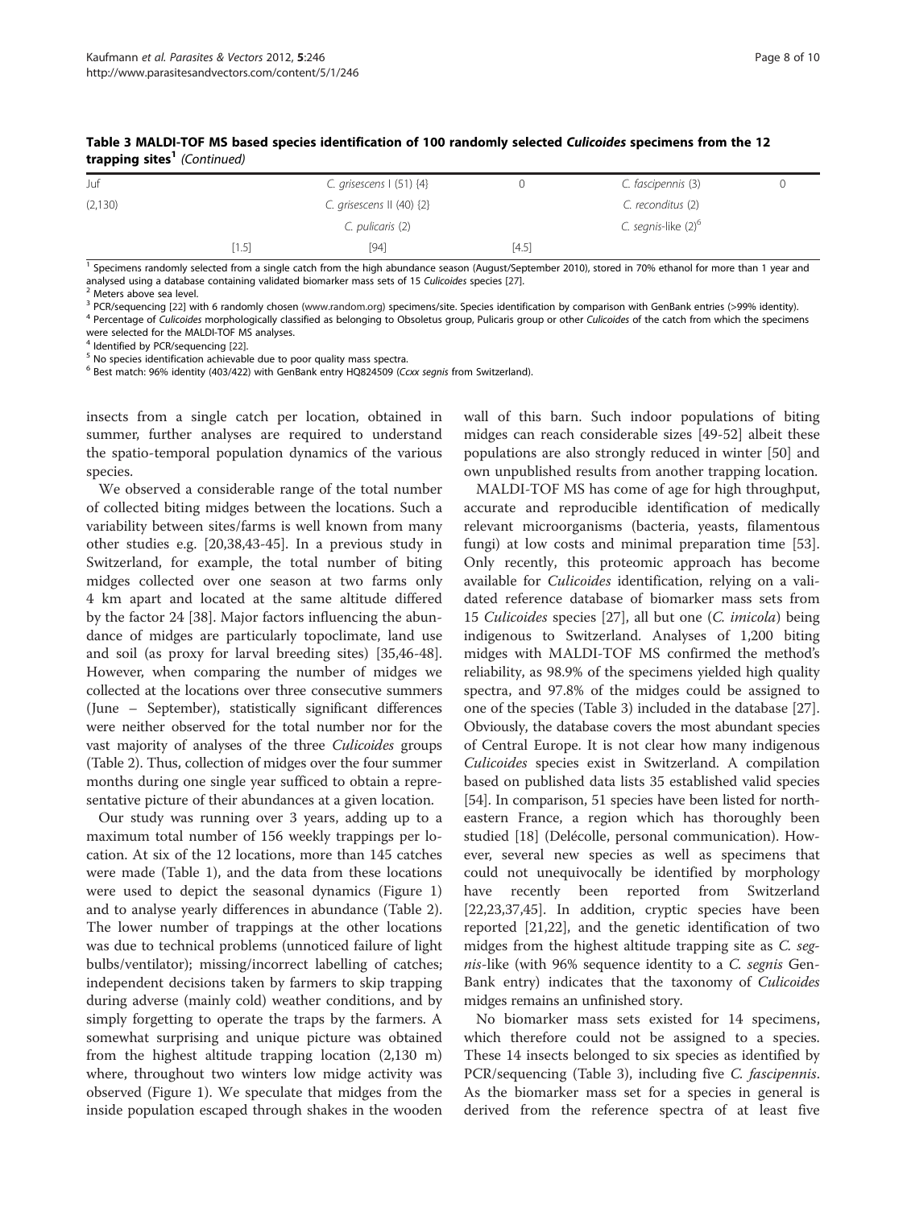**Table 3 MALDI-TOF MS based species identification of 100 randomly selected *Culicoides* specimens from the 12 trapping sites[1]** *(Continued)*

| | | | | | |
|---|---|---|---|---|---|
| Juf | | *C. grisescens* I (51) {4} | 0 | *C. fascipennis* (3) | 0 |
| (2,130) | | *C. grisescens* II (40) {2} | | *C. reconditus* (2) | |
| | | *C. pulicaris* (2) | | *C. segnis*-like (2)[6] | |
| | [1.5] | [94] | [4.5] | | |

[1] Specimens randomly selected from a single catch from the high abundance season (August/September 2010), stored in 70% ethanol for more than 1 year and analysed using a database containing validated biomarker mass sets of 15 *Culicoides* species [27].
[2] Meters above sea level.
[3] PCR/sequencing [22] with 6 randomly chosen (www.random.org) specimens/site. Species identification by comparison with GenBank entries (>99% identity).
[4] Percentage of *Culicoides* morphologically classified as belonging to Obsoletus group, Pulicaris group or other *Culicoides* of the catch from which the specimens were selected for the MALDI-TOF MS analyses.
[4] Identified by PCR/sequencing [22].
[5] No species identification achievable due to poor quality mass spectra.
[6] Best match: 96% identity (403/422) with GenBank entry HQ824509 (*Ccxx segnis* from Switzerland).

insects from a single catch per location, obtained in summer, further analyses are required to understand the spatio-temporal population dynamics of the various species.

We observed a considerable range of the total number of collected biting midges between the locations. Such a variability between sites/farms is well known from many other studies e.g. [20,38,43-45]. In a previous study in Switzerland, for example, the total number of biting midges collected over one season at two farms only 4 km apart and located at the same altitude differed by the factor 24 [38]. Major factors influencing the abundance of midges are particularly topoclimate, land use and soil (as proxy for larval breeding sites) [35,46-48]. However, when comparing the number of midges we collected at the locations over three consecutive summers (June – September), statistically significant differences were neither observed for the total number nor for the vast majority of analyses of the three *Culicoides* groups (Table 2). Thus, collection of midges over the four summer months during one single year sufficed to obtain a representative picture of their abundances at a given location.

Our study was running over 3 years, adding up to a maximum total number of 156 weekly trappings per location. At six of the 12 locations, more than 145 catches were made (Table 1), and the data from these locations were used to depict the seasonal dynamics (Figure 1) and to analyse yearly differences in abundance (Table 2). The lower number of trappings at the other locations was due to technical problems (unnoticed failure of light bulbs/ventilator); missing/incorrect labelling of catches; independent decisions taken by farmers to skip trapping during adverse (mainly cold) weather conditions, and by simply forgetting to operate the traps by the farmers. A somewhat surprising and unique picture was obtained from the highest altitude trapping location (2,130 m) where, throughout two winters low midge activity was observed (Figure 1). We speculate that midges from the inside population escaped through shakes in the wooden wall of this barn. Such indoor populations of biting midges can reach considerable sizes [49-52] albeit these populations are also strongly reduced in winter [50] and own unpublished results from another trapping location.

MALDI-TOF MS has come of age for high throughput, accurate and reproducible identification of medically relevant microorganisms (bacteria, yeasts, filamentous fungi) at low costs and minimal preparation time [53]. Only recently, this proteomic approach has become available for *Culicoides* identification, relying on a validated reference database of biomarker mass sets from 15 *Culicoides* species [27], all but one (*C. imicola*) being indigenous to Switzerland. Analyses of 1,200 biting midges with MALDI-TOF MS confirmed the method's reliability, as 98.9% of the specimens yielded high quality spectra, and 97.8% of the midges could be assigned to one of the species (Table 3) included in the database [27]. Obviously, the database covers the most abundant species of Central Europe. It is not clear how many indigenous *Culicoides* species exist in Switzerland. A compilation based on published data lists 35 established valid species [54]. In comparison, 51 species have been listed for northeastern France, a region which has thoroughly been studied [18] (Delécolle, personal communication). However, several new species as well as specimens that could not unequivocally be identified by morphology have recently been reported from Switzerland [22,23,37,45]. In addition, cryptic species have been reported [21,22], and the genetic identification of two midges from the highest altitude trapping site as *C. segnis*-like (with 96% sequence identity to a *C. segnis* GenBank entry) indicates that the taxonomy of *Culicoides* midges remains an unfinished story.

No biomarker mass sets existed for 14 specimens, which therefore could not be assigned to a species. These 14 insects belonged to six species as identified by PCR/sequencing (Table 3), including five *C. fascipennis*. As the biomarker mass set for a species in general is derived from the reference spectra of at least five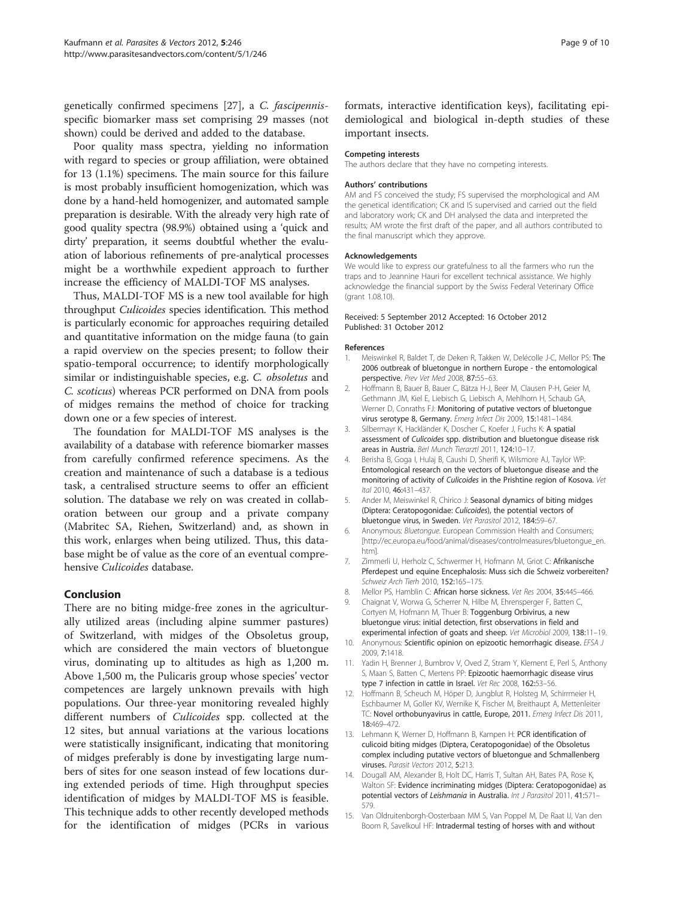genetically confirmed specimens [27], a *C. fascipennis*-specific biomarker mass set comprising 29 masses (not shown) could be derived and added to the database.

Poor quality mass spectra, yielding no information with regard to species or group affiliation, were obtained for 13 (1.1%) specimens. The main source for this failure is most probably insufficient homogenization, which was done by a hand-held homogenizer, and automated sample preparation is desirable. With the already very high rate of good quality spectra (98.9%) obtained using a 'quick and dirty' preparation, it seems doubtful whether the evaluation of laborious refinements of pre-analytical processes might be a worthwhile expedient approach to further increase the efficiency of MALDI-TOF MS analyses.

Thus, MALDI-TOF MS is a new tool available for high throughput *Culicoides* species identification. This method is particularly economic for approaches requiring detailed and quantitative information on the midge fauna (to gain a rapid overview on the species present; to follow their spatio-temporal occurrence; to identify morphologically similar or indistinguishable species, e.g. *C. obsoletus* and *C. scoticus*) whereas PCR performed on DNA from pools of midges remains the method of choice for tracking down one or a few species of interest.

The foundation for MALDI-TOF MS analyses is the availability of a database with reference biomarker masses from carefully confirmed reference specimens. As the creation and maintenance of such a database is a tedious task, a centralised structure seems to offer an efficient solution. The database we rely on was created in collaboration between our group and a private company (Mabritec SA, Riehen, Switzerland) and, as shown in this work, enlarges when being utilized. Thus, this database might be of value as the core of an eventual comprehensive *Culicoides* database.

## Conclusion

There are no biting midge-free zones in the agriculturally utilized areas (including alpine summer pastures) of Switzerland, with midges of the Obsoletus group, which are considered the main vectors of bluetongue virus, dominating up to altitudes as high as 1,200 m. Above 1,500 m, the Pulicaris group whose species' vector competences are largely unknown prevails with high populations. Our three-year monitoring revealed highly different numbers of *Culicoides* spp. collected at the 12 sites, but annual variations at the various locations were statistically insignificant, indicating that monitoring of midges preferably is done by investigating large numbers of sites for one season instead of few locations during extended periods of time. High throughput species identification of midges by MALDI-TOF MS is feasible. This technique adds to other recently developed methods for the identification of midges (PCRs in various formats, interactive identification keys), facilitating epidemiological and biological in-depth studies of these important insects.

#### Competing interests

The authors declare that they have no competing interests.

#### Authors' contributions

AM and FS conceived the study; FS supervised the morphological and AM the genetical identification; CK and IS supervised and carried out the field and laboratory work; CK and DH analysed the data and interpreted the results; AM wrote the first draft of the paper, and all authors contributed to the final manuscript which they approve.

#### Acknowledgements

We would like to express our gratefulness to all the farmers who run the traps and to Jeannine Hauri for excellent technical assistance. We highly acknowledge the financial support by the Swiss Federal Veterinary Office (grant 1.08.10).

Received: 5 September 2012 Accepted: 16 October 2012
Published: 31 October 2012

#### References

1. Meiswinkel R, Baldet T, de Deken R, Takken W, Delécolle J-C, Mellor PS: The 2006 outbreak of bluetongue in northern Europe - the entomological perspective. *Prev Vet Med* 2008, **87**:55–63.
2. Hoffmann B, Bauer B, Bauer C, Bätza H-J, Beer M, Clausen P-H, Geier M, Gethmann JM, Kiel E, Liebisch G, Liebisch A, Mehlhorn H, Schaub GA, Werner D, Conraths FJ: Monitoring of putative vectors of bluetongue virus serotype 8, Germany. *Emerg Infect Dis* 2009, **15**:1481–1484.
3. Silbermayr K, Hackländer K, Doscher C, Koefer J, Fuchs K: A spatial assessment of *Culicoides* spp. distribution and bluetongue disease risk areas in Austria. *Berl Munch Tierarztl* 2011, **124**:10–17.
4. Berisha B, Goga I, Hulaj B, Caushi D, Sherifi K, Wilsmore AJ, Taylor WP: Entomological research on the vectors of bluetongue disease and the monitoring of activity of *Culicoides* in the Prishtine region of Kosova. *Vet Ital* 2010, **46**:431–437.
5. Ander M, Meiswinkel R, Chirico J: Seasonal dynamics of biting midges (Diptera: Ceratopogonidae: *Culicoides*), the potential vectors of bluetongue virus, in Sweden. *Vet Parasitol* 2012, **184**:59–67.
6. Anonymous: *Bluetongue*. European Commission Health and Consumers; [http://ec.europa.eu/food/animal/diseases/controlmeasures/bluetongue_en.htm].
7. Zimmerli U, Herholz C, Schwermer H, Hofmann M, Griot C: Afrikanische Pferdepest und equine Encephalosis: Muss sich die Schweiz vorbereiten? *Schweiz Arch Tierh* 2010, **152**:165–175.
8. Mellor PS, Hamblin C: African horse sickness. *Vet Res* 2004, **35**:445–466.
9. Chaignat V, Worwa G, Scherrer N, Hilbe M, Ehrensperger F, Batten C, Cortyen M, Hofmann M, Thuer B: Toggenburg Orbivirus, a new bluetongue virus: initial detection, first observations in field and experimental infection of goats and sheep. *Vet Microbiol* 2009, **138**:11–19.
10. Anonymous: Scientific opinion on epizootic hemorrhagic disease. *EFSA J* 2009, **7**:1418.
11. Yadin H, Brenner J, Bumbrov V, Oved Z, Stram Y, Klement E, Perl S, Anthony S, Maan S, Batten C, Mertens PP: Epizootic haemorrhagic disease virus type 7 infection in cattle in Israel. *Vet Rec* 2008, **162**:53–56.
12. Hoffmann B, Scheuch M, Höper D, Jungblut R, Holsteg M, Schirrmeier H, Eschbaumer M, Goller KV, Wernike K, Fischer M, Breithaupt A, Mettenleiter TC: Novel orthobunyavirus in cattle, Europe, 2011. *Emerg Infect Dis* 2011, **18**:469–472.
13. Lehmann K, Werner D, Hoffmann B, Kampen H: PCR identification of culicoid biting midges (Diptera, Ceratopogonidae) of the Obsoletus complex including putative vectors of bluetongue and Schmallenberg viruses. *Parasit Vectors* 2012, **5**:213.
14. Dougall AM, Alexander B, Holt DC, Harris T, Sultan AH, Bates PA, Rose K, Walton SF: Evidence incriminating midges (Diptera: Ceratopogonidae) as potential vectors of *Leishmania* in Australia. *Int J Parasitol* 2011, **41**:571–579.
15. Van Oldruitenborgh-Oosterbaan MM S, Van Poppel M, De Raat IJ, Van den Boom R, Savelkoul HF: Intradermal testing of horses with and without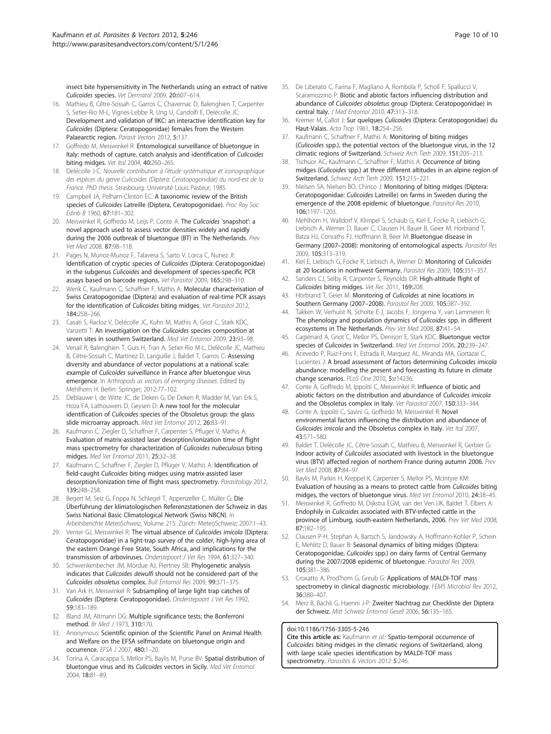insect bite hypersensitivity in The Netherlands using an extract of native *Culicoides* species. *Vet Dermatol* 2009, 20:607–614.

16. Mathieu B, Cêtre-Sossah C, Garros C, Chavernac D, Balenghien T, Carpenter S, Setier-Rio M-L, Vignes-Lebbe R, Ung U, Candolfi E, Delécolle JC: **Development and validation of IIKC: an interactive identification key for** ***Culicoides*** **(Diptera: Ceratopogonidae) females from the Western Palaearctic region.** *Parasit Vectors* 2012, 5:137.
17. Goffredo M, Meiswinkel R: **Entomological surveillance of bluetongue in Italy: methods of capture, catch analysis and identification of** ***Culicoides*** **biting midges.** *Vet Ital* 2004, 40:260–265.
18. Delécolle J-C: *Nouvelle contribution à l'étude systématique et iconographique des espèces du genre Culicoides (Diptera: Ceratopogonidae) du nord-est de la France. PhD thesis*. Strasbourg: Université Louis Pasteur; 1985.
19. Campbell JA, Pelham-Clinton EC: **A taxonomic review of the British species of** ***Culicoides*** **Latreille (Diptera, Ceratopogonidae).** *Proc Roy Soc Edinb B* 1960, 67:181–302.
20. Meiswinkel R, Goffredo M, Leijs P, Conte A: **The** ***Culicoides*** **'snapshot': a novel approach used to assess vector densities widely and rapidly during the 2006 outbreak of bluetongue (BT) in The Netherlands.** *Prev Vet Med* 2008, 87:98–118.
21. Pages N, Munoz-Munoz F, Talavera S, Sarto V, Lorca C, Nunez JI: **Identification of cryptic species of** ***Culicoides*** **(Diptera: Ceratopogonidae) in the subgenus** ***Culicoides*** **and development of species-specific PCR assays based on barcode regions.** *Vet Parasitol* 2009, 165:298–310.
22. Wenk C, Kaufmann C, Schaffner F, Mathis A: **Molecular characterisation of Swiss Ceratopogonidae (Diptera) and evaluation of real-time PCR assays for the identification of** ***Culicoides*** **biting midges.** *Vet Parasitol* 2012, 184:258–266.
23. Casati S, Racloz V, Delécolle JC, Kuhn M, Mathis A, Griot C, Stark KDC, Vanzetti T: **An investigation on the** ***Culicoides*** **species composition at seven sites in southern Switzerland.** *Med Vet Entomol* 2009, 23:93–98.
24. Venail R, Balenghien T, Guis H, Tran A, Setier-Rio M-L, Delécolle JC, Mathieu B, Cêtre-Sossah C, Martinez D, Languille J, Baldet T, Garros C: **Assessing diversity and abundance of vector populations at a national scale: example of** ***Culicoides*** **surveillance in France after bluetongue virus emergence.** In *Arthropods as vectors of emerging diseases*. Edited by Mehlhorn H. Berlin: Springer; 2012:77–102.
25. Deblauwe I, de Witte JC, de Deken G, De Deken R, Madder M, Van Erk S, Hoza FA, Lathouwers D, Geysen D: **A new tool for the molecular identification of** ***Culicoides*** **species of the Obsoletus group: the glass slide microarray approach.** *Med Vet Entomol* 2012, 26:83–91.
26. Kaufmann C, Ziegler D, Schaffner F, Carpenter S, Pfluger V, Mathis A: **Evaluation of matrix-assisted laser desorption/ionization time of flight mass spectrometry for characterization of** ***Culicoides nubeculosus*** **biting midges.** *Med Vet Entomol* 2011, 25:32–38.
27. Kaufmann C, Schaffner F, Ziegler D, Pflüger V, Mathis A: **Identification of field-caught** ***Culicoides*** **biting midges using matrix-assisted laser desorption/ionization time of flight mass spectrometry.** *Parasitology* 2012, 139:248–258.
28. Begert M, Seiz G, Foppa N, Schlegel T, Appenzeller C, Müller G: **Die Überführung der klimatologischen Referenzstationen der Schweiz in das Swiss National Basic Climatological Network (Swiss NBCN).** In *Arbeitsberichte MeteoSchweiz*, Volume 215. Zürich: MeteoSchweiz; 2007:1–43.
29. Venter GJ, Meiswinkel R: **The virtual absence of** ***Culicoides imicola*** **(Diptera: Ceratopogonidae) in a light-trap survey of the colder, high-lying area of the eastern Orange Free State, South Africa, and implications for the transmission of arboviruses.** *Onderstepoort J Vet Res* 1994, 61:327–340.
30. Schwenkenbecher JM, Mordue AJ, Piertney SB: **Phylogenetic analysis indicates that** ***Culicoides dewulfi*** **should not be considered part of the** ***Culicoides obsoletus*** **complex.** *Bull Entomol Res* 2009, 99:371–375.
31. Van Ark H, Meiswinkel R: **Subsampling of large light trap catches of** ***Culicoides*** **(Diptera: Ceratopogonidae).** *Onderstepoort J Vet Res* 1992, 59:183–189.
32. Bland JM, Altmann DG: **Multiple significance tests: the Bonferroni method.** *Br Med J* 1973, 310:170.
33. Anonymous: **Scientific opinion of the Scientific Panel on Animal Health and Welfare on the EFSA selfmandate on bluetongue origin and occurrence.** *EFSA J* 2007, 480:1–20.
34. Torina A, Caracappa S, Mellor PS, Baylis M, Purse BV: **Spatial distribution of bluetongue virus and its** ***Culicoides*** **vectors in Sicily.** *Med Vet Entomol* 2004, 18:81–89.
35. De Liberato C, Farina F, Magliano A, Rombola P, Scholl F, Spallucci V, Scaramozzino P: **Biotic and abiotic factors influencing distribution and abundance of** ***Culicoides obsoletus*** **group (Diptera: Ceratopogonidae) in central Italy.** *J Med Entomol* 2010, 47:313–318.
36. Kremer M, Callot J: **Sur quelques** ***Culicoides*** **(Diptera: Ceratopogonidae) du Haut-Valais.** *Acta Trop* 1961, 18:254–256.
37. Kaufmann C, Schaffner F, Mathis A: **Monitoring of biting midges (*****Culicoides*** **spp.), the potential vectors of the bluetongue virus, in the 12 climatic regions of Switzerland.** *Schweiz Arch Tierh* 2009, 151:205–213.
38. Tschuor AC, Kaufmann C, Schaffner F, Mathis A: **Occurrence of biting midges (*****Culicoides*** **spp.) at three different altitudes in an alpine region of Switzerland.** *Schweiz Arch Tierh* 2009, 151:215–221.
39. Nielsen SA, Nielsen BO, Chirico J: **Monitoring of biting midges (Diptera: Ceratopogonidae:** ***Culicoides*** **Latreille) on farms in Sweden during the emergence of the 2008 epidemic of bluetongue.** *Parasitol Res* 2010, 106:1197–1203.
40. Mehlhorn H, Walldorf V, Klimpel S, Schaub G, Kiel E, Focke R, Liebisch G, Liebisch A, Werner D, Bauer C, Clausen H, Bauer B, Geier M, Horbrand T, Batza HJ, Conraths FJ, Hoffmann B, Beer M: **Bluetongue disease in Germany (2007–2008): monitoring of entomological aspects.** *Parasitol Res* 2009, 105:313–319.
41. Kiel E, Liebisch G, Focke R, Liebisch A, Werner D: **Monitoring of** ***Culicoides*** **at 20 locations in northwest Germany.** *Parasitol Res* 2009, 105:351–357.
42. Sanders CJ, Selby R, Carpenter S, Reynolds DR: **High-altitude flight of** ***Culicoides*** **biting midges.** *Vet Rec* 2011, 169:208.
43. Hörbrand T, Geier M: **Monitoring of** ***Culicoides*** **at nine locations in Southern Germany (2007–2008).** *Parasitol Res* 2009, 105:387–392.
44. Takken W, Verhulst N, Scholte E-J, Jacobs F, Jongema Y, van Lammeren R: **The phenology and population dynamics of** ***Culicoides*** **spp. in different ecosystems in The Netherlands.** *Prev Vet Med* 2008, 87:41–54.
45. Cagienard A, Griot C, Mellor PS, Denison E, Stark KDC: **Bluetongue vector species of** ***Culicoides*** **in Switzerland.** *Med Vet Entomol* 2006, 20:239–247.
46. Acevedo P, Ruiz-Fons F, Estrada R, Marquez AL, Miranda MA, Gortazar C, Lucientes J: **A broad assessment of factors determining** ***Culicoides imicola*** **abundance: modelling the present and forecasting its future in climate change scenarios.** *PLoS One* 2010, 5:e14236.
47. Conte A, Goffredo M, Ippoliti C, Meiswinkel R: **Influence of biotic and abiotic factors on the distribution and abundance of** ***Culicoides imicola*** **and the Obsoletus complex in Italy.** *Vet Parasitol* 2007, 150:333–344.
48. Conte A, Ippoliti C, Savini G, Goffredo M, Meiswinkel R: **Novel environmental factors influencing the distribution and abundance of** ***Culicoides imicola*** **and the Obsoletus complex in Italy.** *Vet Ital* 2007, 43:571–580.
49. Baldet T, Delécolle JC, Cêtre-Sossah C, Mathieu B, Meiswinkel R, Gerbier G: **Indoor activity of** ***Culicoides*** **associated with livestock in the bluetongue virus (BTV) affected region of northern France during autumn 2006.** *Prev Vet Med* 2008, 87:84–97.
50. Baylis M, Parkin H, Kreppel K, Carpenter S, Mellor PS, McIntyre KM: **Evaluation of housing as a means to protect cattle from** ***Culicoides*** **biting midges, the vectors of bluetongue virus.** *Med Vet Entomol* 2010, 24:38–45.
51. Meiswinkel R, Goffredo M, Dijkstra EGM, van der Ven IJK, Baldet T, Elbers A: **Endophily in** ***Culicoides*** **associated with BTV-infected cattle in the province of Limburg, south-eastern Netherlands, 2006.** *Prev Vet Med* 2008, 87:182–195.
52. Clausen P-H, Stephan A, Bartsch S, Jandowsky A, Hoffmann-Kohler P, Schein E, Mehlitz D, Bauer B: **Seasonal dynamics of biting midges (Diptera: Ceratopogonidae,** ***Culicoides*** **spp.) on dairy farms of Central Germany during the 2007/2008 epidemic of bluetongue.** *Parasitol Res* 2009, 105:381–386.
53. Croxatto A, Prod'hom G, Greub G: **Applications of MALDI-TOF mass spectrometry in clinical diagnostic microbiology.** *FEMS Microbiol Rev* 2012, 36:380–407.
54. Merz B, Bächli G, Haenni J-P: **Zweiter Nachtrag zur Checkliste der Diptera der Schweiz.** *Mitt Schweiz Entomol Gesell* 2006, 56:135–165.

doi:10.1186/1756-3305-5-246

**Cite this article as:** Kaufmann *et al.*: Spatio-temporal occurrence of *Culicoides* biting midges in the climatic regions of Switzerland, along with large scale species identification by MALDI-TOF mass spectrometry. *Parasites & Vectors* 2012 5:246.